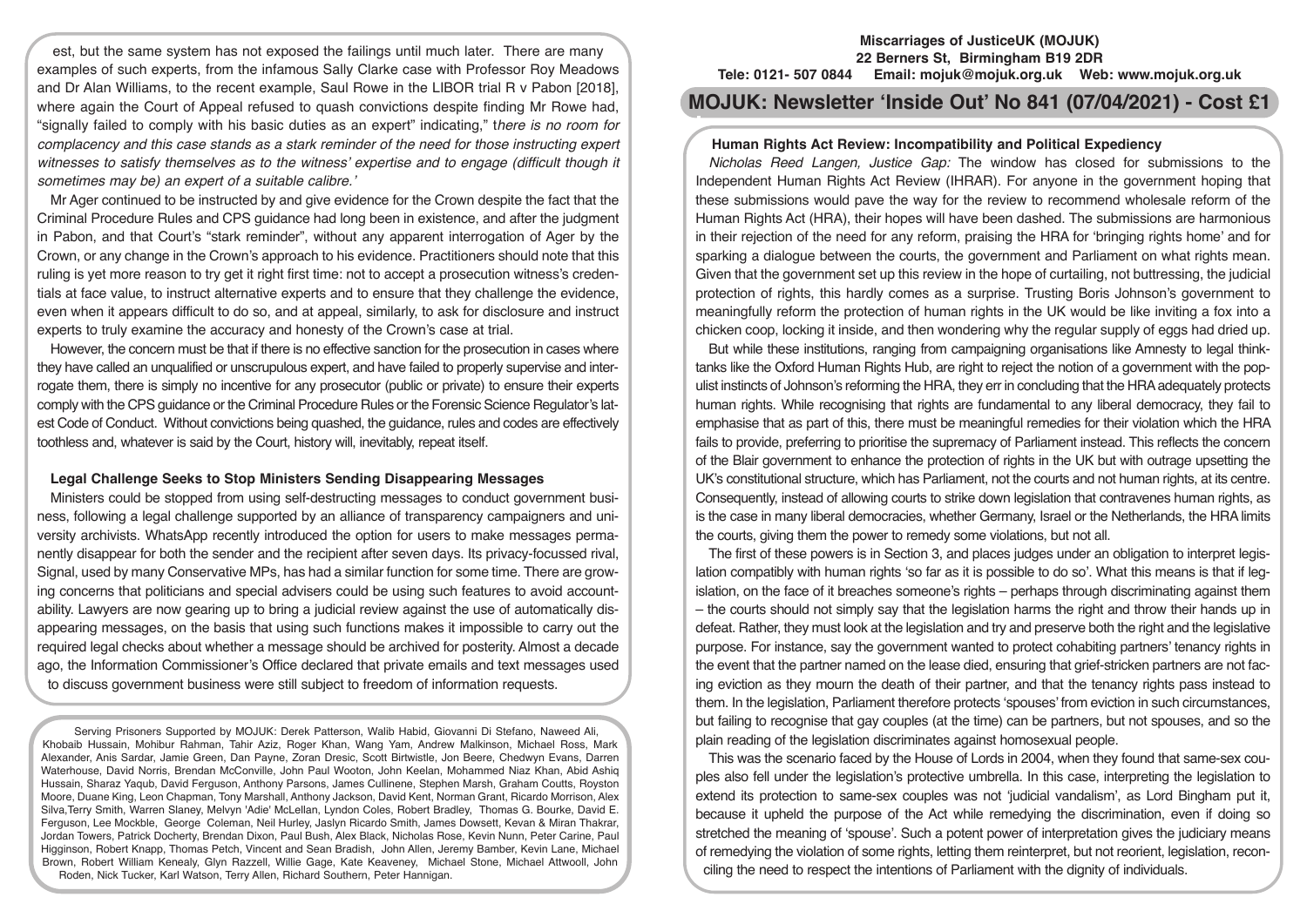est, but the same system has not exposed the failings until much later. There are many examples of such experts, from the infamous Sally Clarke case with Professor Roy Meadows and Dr Alan Williams, to the recent example, Saul Rowe in the LIBOR trial R v Pabon [2018], where again the Court of Appeal refused to quash convictions despite finding Mr Rowe had, "signally failed to comply with his basic duties as an expert" indicating," *there is no room for complacency and this case stands as a stark reminder of the need for those instructing expert witnesses to satisfy themselves as to the witness' expertise and to engage (difficult though it sometimes may be) an expert of a suitable calibre.'*

Mr Ager continued to be instructed by and give evidence for the Crown despite the fact that the Criminal Procedure Rules and CPS guidance had long been in existence, and after the judgment in Pabon, and that Court's "stark reminder", without any apparent interrogation of Ager by the Crown, or any change in the Crown's approach to his evidence. Practitioners should note that this ruling is yet more reason to try get it right first time: not to accept a prosecution witness's credentials at face value, to instruct alternative experts and to ensure that they challenge the evidence, even when it appears difficult to do so, and at appeal, similarly, to ask for disclosure and instruct experts to truly examine the accuracy and honesty of the Crown's case at trial.

However, the concern must be that if there is no effective sanction for the prosecution in cases where they have called an unqualified or unscrupulous expert, and have failed to properly supervise and interrogate them, there is simply no incentive for any prosecutor (public or private) to ensure their experts comply with the CPS guidance or the Criminal Procedure Rules or the Forensic Science Regulator's latest Code of Conduct. Without convictions being quashed, the guidance, rules and codes are effectively toothless and, whatever is said by the Court, history will, inevitably, repeat itself.

## Legal Challenge Seeks to Stop Ministers Sending Disappearing Messages

Ministers could be stopped from using self-destructing messages to conduct government business, following a legal challenge supported by an alliance of transparency campaigners and university archivists. WhatsApp recently introduced the option for users to make messages permanently disappear for both the sender and the recipient after seven days. Its privacy-focussed rival, Signal, used by many Conservative MPs, has had a similar function for some time. There are growing concerns that politicians and special advisers could be using such features to avoid accountability. Lawyers are now gearing up to bring a judicial review against the use of automatically disappearing messages, on the basis that using such functions makes it impossible to carry out the required legal checks about whether a message should be archived for posterity. Almost a decade ago, the Information Commissioner's Office declared that private emails and text messages used to discuss government business were still subject to freedom of information requests.

Serving Prisoners Supported by MOJUK: Derek Patterson, Walib Habid, Giovanni Di Stefano, Naweed Ali, Khobaib Hussain, Mohibur Rahman, Tahir Aziz, Roger Khan, Wang Yam, Andrew Malkinson, Michael Ross, Mark Alexander, Anis Sardar, Jamie Green, Dan Payne, Zoran Dresic, Scott Birtwistle, Jon Beere, Chedwyn Evans, Darren Waterhouse, David Norris, Brendan McConville, John Paul Wooton, John Keelan, Mohammed Niaz Khan, Abid Ashiq Hussain, Sharaz Yaqub, David Ferguson, Anthony Parsons, James Cullinene, Stephen Marsh, Graham Coutts, Royston Moore, Duane King, Leon Chapman, Tony Marshall, Anthony Jackson, David Kent, Norman Grant, Ricardo Morrison, Alex Silva,Terry Smith, Warren Slaney, Melvyn 'Adie' McLellan, Lyndon Coles, Robert Bradley, Thomas G. Bourke, David E. Ferguson, Lee Mockble, George Coleman, Neil Hurley, Jaslyn Ricardo Smith, James Dowsett, Kevan & Miran Thakrar, Jordan Towers, Patrick Docherty, Brendan Dixon, Paul Bush, Alex Black, Nicholas Rose, Kevin Nunn, Peter Carine, Paul Higginson, Robert Knapp, Thomas Petch, Vincent and Sean Bradish, John Allen, Jeremy Bamber, Kevin Lane, Michael Brown, Robert William Kenealy, Glyn Razzell, Willie Gage, Kate Keaveney, Michael Stone, Michael Attwooll, John Roden, Nick Tucker, Karl Watson, Terry Allen, Richard Southern, Peter Hannigan.

**Miscarriages of JusticeUK (MOJUK)**
**22 Berners St, Birmingham B19 2DR**
**Tele: 0121- 507 0844 Email: mojuk@mojuk.org.uk Web: www.mojuk.org.uk**

# MOJUK: Newsletter 'Inside Out' No 841 (07/04/2021) - Cost £1

## Human Rights Act Review: Incompatibility and Political Expediency

*Nicholas Reed Langen, Justice Gap:* The window has closed for submissions to the Independent Human Rights Act Review (IHRAR). For anyone in the government hoping that these submissions would pave the way for the review to recommend wholesale reform of the Human Rights Act (HRA), their hopes will have been dashed. The submissions are harmonious in their rejection of the need for any reform, praising the HRA for 'bringing rights home' and for sparking a dialogue between the courts, the government and Parliament on what rights mean. Given that the government set up this review in the hope of curtailing, not buttressing, the judicial protection of rights, this hardly comes as a surprise. Trusting Boris Johnson's government to meaningfully reform the protection of human rights in the UK would be like inviting a fox into a chicken coop, locking it inside, and then wondering why the regular supply of eggs had dried up.

But while these institutions, ranging from campaigning organisations like Amnesty to legal think-tanks like the Oxford Human Rights Hub, are right to reject the notion of a government with the populist instincts of Johnson's reforming the HRA, they err in concluding that the HRA adequately protects human rights. While recognising that rights are fundamental to any liberal democracy, they fail to emphasise that as part of this, there must be meaningful remedies for their violation which the HRA fails to provide, preferring to prioritise the supremacy of Parliament instead. This reflects the concern of the Blair government to enhance the protection of rights in the UK but with outrage upsetting the UK's constitutional structure, which has Parliament, not the courts and not human rights, at its centre. Consequently, instead of allowing courts to strike down legislation that contravenes human rights, as is the case in many liberal democracies, whether Germany, Israel or the Netherlands, the HRA limits the courts, giving them the power to remedy some violations, but not all.

The first of these powers is in Section 3, and places judges under an obligation to interpret legislation compatibly with human rights 'so far as it is possible to do so'. What this means is that if legislation, on the face of it breaches someone's rights – perhaps through discriminating against them – the courts should not simply say that the legislation harms the right and throw their hands up in defeat. Rather, they must look at the legislation and try and preserve both the right and the legislative purpose. For instance, say the government wanted to protect cohabiting partners' tenancy rights in the event that the partner named on the lease died, ensuring that grief-stricken partners are not facing eviction as they mourn the death of their partner, and that the tenancy rights pass instead to them. In the legislation, Parliament therefore protects 'spouses' from eviction in such circumstances, but failing to recognise that gay couples (at the time) can be partners, but not spouses, and so the plain reading of the legislation discriminates against homosexual people.

This was the scenario faced by the House of Lords in 2004, when they found that same-sex couples also fell under the legislation's protective umbrella. In this case, interpreting the legislation to extend its protection to same-sex couples was not 'judicial vandalism', as Lord Bingham put it, because it upheld the purpose of the Act while remedying the discrimination, even if doing so stretched the meaning of 'spouse'. Such a potent power of interpretation gives the judiciary means of remedying the violation of some rights, letting them reinterpret, but not reorient, legislation, reconciling the need to respect the intentions of Parliament with the dignity of individuals.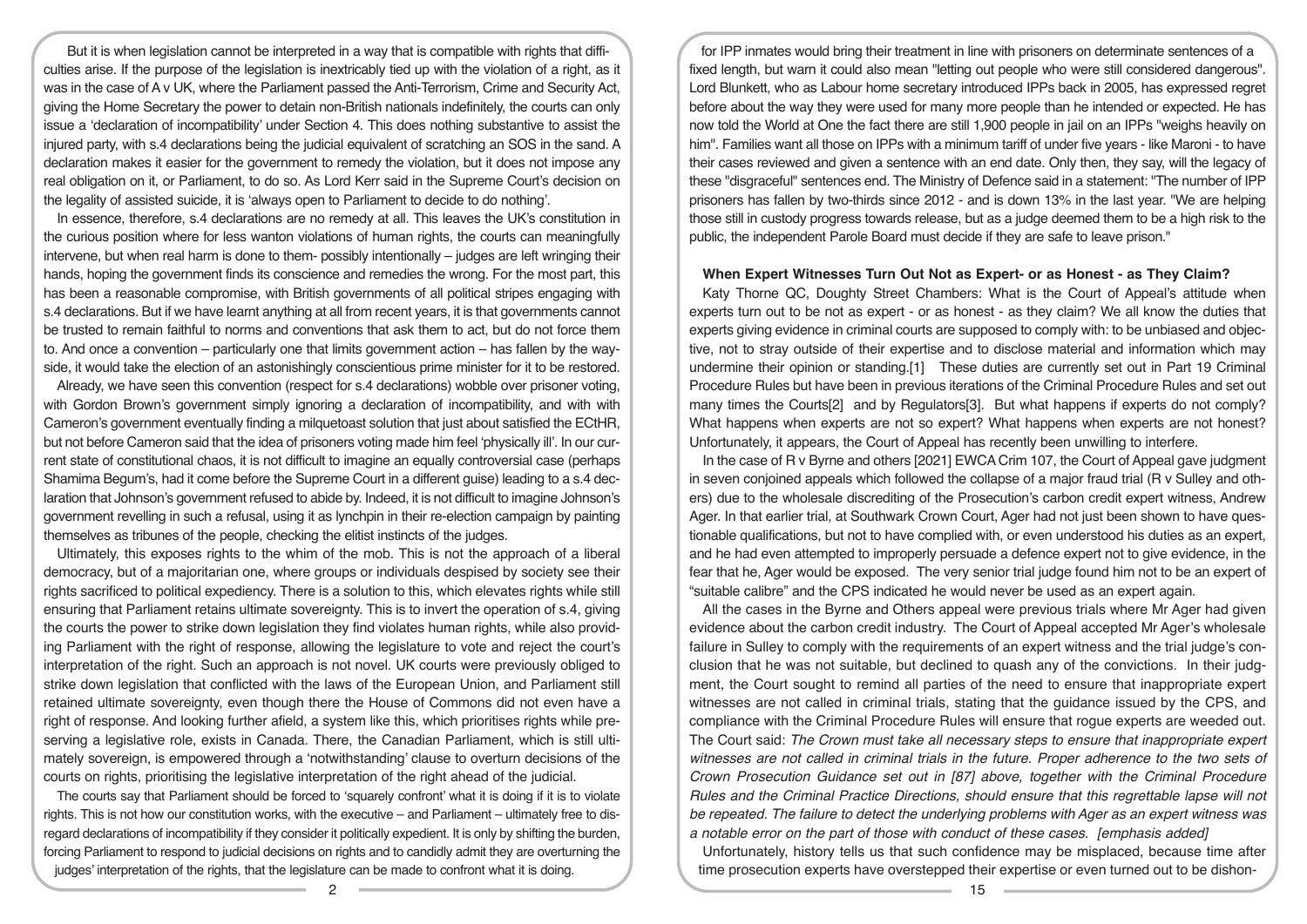But it is when legislation cannot be interpreted in a way that is compatible with rights that difficulties arise. If the purpose of the legislation is inextricably tied up with the violation of a right, as it was in the case of A v UK, where the Parliament passed the Anti-Terrorism, Crime and Security Act, giving the Home Secretary the power to detain non-British nationals indefinitely, the courts can only issue a 'declaration of incompatibility' under Section 4. This does nothing substantive to assist the injured party, with s.4 declarations being the judicial equivalent of scratching an SOS in the sand. A declaration makes it easier for the government to remedy the violation, but it does not impose any real obligation on it, or Parliament, to do so. As Lord Kerr said in the Supreme Court's decision on the legality of assisted suicide, it is 'always open to Parliament to decide to do nothing'.

In essence, therefore, s.4 declarations are no remedy at all. This leaves the UK's constitution in the curious position where for less wanton violations of human rights, the courts can meaningfully intervene, but when real harm is done to them- possibly intentionally – judges are left wringing their hands, hoping the government finds its conscience and remedies the wrong. For the most part, this has been a reasonable compromise, with British governments of all political stripes engaging with s.4 declarations. But if we have learnt anything at all from recent years, it is that governments cannot be trusted to remain faithful to norms and conventions that ask them to act, but do not force them to. And once a convention – particularly one that limits government action – has fallen by the wayside, it would take the election of an astonishingly conscientious prime minister for it to be restored.

Already, we have seen this convention (respect for s.4 declarations) wobble over prisoner voting, with Gordon Brown's government simply ignoring a declaration of incompatibility, and with Cameron's government eventually finding a milquetoast solution that just about satisfied the ECtHR, but not before Cameron said that the idea of prisoners voting made him feel 'physically ill'. In our current state of constitutional chaos, it is not difficult to imagine an equally controversial case (perhaps Shamima Begum's, had it come before the Supreme Court in a different guise) leading to a s.4 declaration that Johnson's government refused to abide by. Indeed, it is not difficult to imagine Johnson's government revelling in such a refusal, using it as lynchpin in their re-election campaign by painting themselves as tribunes of the people, checking the elitist instincts of the judges.

Ultimately, this exposes rights to the whim of the mob. This is not the approach of a liberal democracy, but of a majoritarian one, where groups or individuals despised by society see their rights sacrificed to political expediency. There is a solution to this, which elevates rights while still ensuring that Parliament retains ultimate sovereignty. This is to invert the operation of s.4, giving the courts the power to strike down legislation they find violates human rights, while also providing Parliament with the right of response, allowing the legislature to vote and reject the court's interpretation of the right. Such an approach is not novel. UK courts were previously obliged to strike down legislation that conflicted with the laws of the European Union, and Parliament still retained ultimate sovereignty, even though there the House of Commons did not even have a right of response. And looking further afield, a system like this, which prioritises rights while preserving a legislative role, exists in Canada. There, the Canadian Parliament, which is still ultimately sovereign, is empowered through a 'notwithstanding' clause to overturn decisions of the courts on rights, prioritising the legislative interpretation of the right ahead of the judicial.

The courts say that Parliament should be forced to 'squarely confront' what it is doing if it is to violate rights. This is not how our constitution works, with the executive – and Parliament – ultimately free to disregard declarations of incompatibility if they consider it politically expedient. It is only by shifting the burden, forcing Parliament to respond to judicial decisions on rights and to candidly admit they are overturning the judges' interpretation of the rights, that the legislature can be made to confront what it is doing.

for IPP inmates would bring their treatment in line with prisoners on determinate sentences of a fixed length, but warn it could also mean "letting out people who were still considered dangerous". Lord Blunkett, who as Labour home secretary introduced IPPs back in 2005, has expressed regret before about the way they were used for many more people than he intended or expected. He has now told the World at One the fact there are still 1,900 people in jail on an IPPs "weighs heavily on him". Families want all those on IPPs with a minimum tariff of under five years - like Maroni - to have their cases reviewed and given a sentence with an end date. Only then, they say, will the legacy of these "disgraceful" sentences end. The Ministry of Defence said in a statement: "The number of IPP prisoners has fallen by two-thirds since 2012 - and is down 13% in the last year. "We are helping those still in custody progress towards release, but as a judge deemed them to be a high risk to the public, the independent Parole Board must decide if they are safe to leave prison."

## When Expert Witnesses Turn Out Not as Expert- or as Honest - as They Claim?

Katy Thorne QC, Doughty Street Chambers: What is the Court of Appeal's attitude when experts turn out to be not as expert - or as honest - as they claim? We all know the duties that experts giving evidence in criminal courts are supposed to comply with: to be unbiased and objective, not to stray outside of their expertise and to disclose material and information which may undermine their opinion or standing.[1] These duties are currently set out in Part 19 Criminal Procedure Rules but have been in previous iterations of the Criminal Procedure Rules and set out many times the Courts[2] and by Regulators[3]. But what happens if experts do not comply? What happens when experts are not so expert? What happens when experts are not honest? Unfortunately, it appears, the Court of Appeal has recently been unwilling to interfere.

In the case of R v Byrne and others [2021] EWCA Crim 107, the Court of Appeal gave judgment in seven conjoined appeals which followed the collapse of a major fraud trial (R v Sulley and others) due to the wholesale discrediting of the Prosecution's carbon credit expert witness, Andrew Ager. In that earlier trial, at Southwark Crown Court, Ager had not just been shown to have questionable qualifications, but not to have complied with, or even understood his duties as an expert, and he had even attempted to improperly persuade a defence expert not to give evidence, in the fear that he, Ager would be exposed. The very senior trial judge found him not to be an expert of "suitable calibre" and the CPS indicated he would never be used as an expert again.

All the cases in the Byrne and Others appeal were previous trials where Mr Ager had given evidence about the carbon credit industry. The Court of Appeal accepted Mr Ager's wholesale failure in Sulley to comply with the requirements of an expert witness and the trial judge's conclusion that he was not suitable, but declined to quash any of the convictions. In their judgment, the Court sought to remind all parties of the need to ensure that inappropriate expert witnesses are not called in criminal trials, stating that the guidance issued by the CPS, and compliance with the Criminal Procedure Rules will ensure that rogue experts are weeded out. The Court said: *The Crown must take all necessary steps to ensure that inappropriate expert witnesses are not called in criminal trials in the future. Proper adherence to the two sets of Crown Prosecution Guidance set out in [87] above, together with the Criminal Procedure Rules and the Criminal Practice Directions, should ensure that this regrettable lapse will not be repeated. The failure to detect the underlying problems with Ager as an expert witness was a notable error on the part of those with conduct of these cases. [emphasis added]*

Unfortunately, history tells us that such confidence may be misplaced, because time after time prosecution experts have overstepped their expertise or even turned out to be dishon-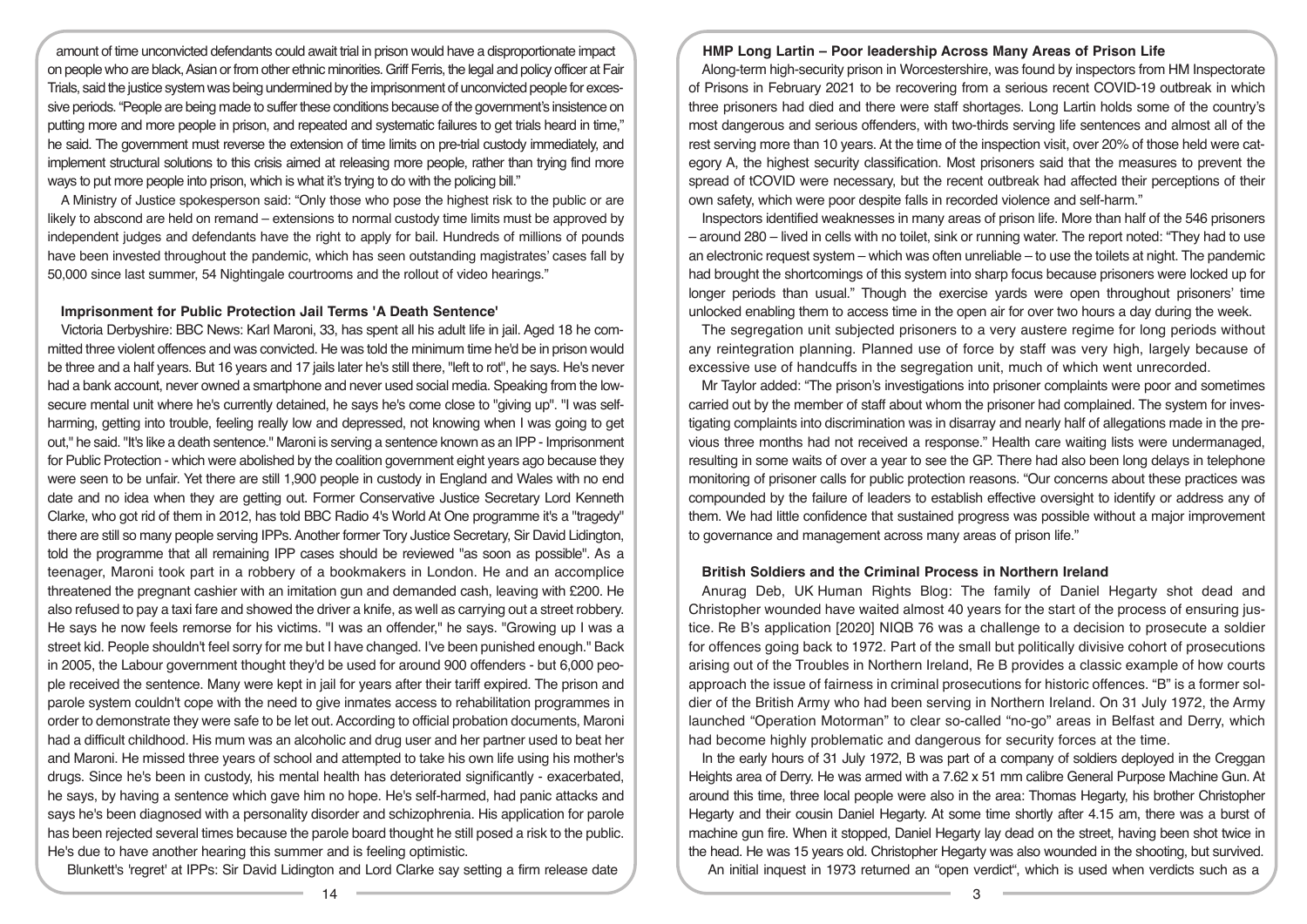amount of time unconvicted defendants could await trial in prison would have a disproportionate impact on people who are black, Asian or from other ethnic minorities. Griff Ferris, the legal and policy officer at Fair Trials, said the justice system was being undermined by the imprisonment of unconvicted people for excessive periods. "People are being made to suffer these conditions because of the government's insistence on putting more and more people in prison, and repeated and systematic failures to get trials heard in time," he said. The government must reverse the extension of time limits on pre-trial custody immediately, and implement structural solutions to this crisis aimed at releasing more people, rather than trying find more ways to put more people into prison, which is what it's trying to do with the policing bill."

A Ministry of Justice spokesperson said: "Only those who pose the highest risk to the public or are likely to abscond are held on remand – extensions to normal custody time limits must be approved by independent judges and defendants have the right to apply for bail. Hundreds of millions of pounds have been invested throughout the pandemic, which has seen outstanding magistrates' cases fall by 50,000 since last summer, 54 Nightingale courtrooms and the rollout of video hearings."

### Imprisonment for Public Protection Jail Terms 'A Death Sentence'

Victoria Derbyshire: BBC News: Karl Maroni, 33, has spent all his adult life in jail. Aged 18 he committed three violent offences and was convicted. He was told the minimum time he'd be in prison would be three and a half years. But 16 years and 17 jails later he's still there, "left to rot", he says. He's never had a bank account, never owned a smartphone and never used social media. Speaking from the low-secure mental unit where he's currently detained, he says he's come close to "giving up". "I was self-harming, getting into trouble, feeling really low and depressed, not knowing when I was going to get out," he said. "It's like a death sentence." Maroni is serving a sentence known as an IPP - Imprisonment for Public Protection - which were abolished by the coalition government eight years ago because they were seen to be unfair. Yet there are still 1,900 people in custody in England and Wales with no end date and no idea when they are getting out. Former Conservative Justice Secretary Lord Kenneth Clarke, who got rid of them in 2012, has told BBC Radio 4's World At One programme it's a "tragedy" there are still so many people serving IPPs. Another former Tory Justice Secretary, Sir David Lidington, told the programme that all remaining IPP cases should be reviewed "as soon as possible". As a teenager, Maroni took part in a robbery of a bookmakers in London. He and an accomplice threatened the pregnant cashier with an imitation gun and demanded cash, leaving with £200. He also refused to pay a taxi fare and showed the driver a knife, as well as carrying out a street robbery. He says he now feels remorse for his victims. "I was an offender," he says. "Growing up I was a street kid. People shouldn't feel sorry for me but I have changed. I've been punished enough." Back in 2005, the Labour government thought they'd be used for around 900 offenders - but 6,000 people received the sentence. Many were kept in jail for years after their tariff expired. The prison and parole system couldn't cope with the need to give inmates access to rehabilitation programmes in order to demonstrate they were safe to be let out. According to official probation documents, Maroni had a difficult childhood. His mum was an alcoholic and drug user and her partner used to beat her and Maroni. He missed three years of school and attempted to take his own life using his mother's drugs. Since he's been in custody, his mental health has deteriorated significantly - exacerbated, he says, by having a sentence which gave him no hope. He's self-harmed, had panic attacks and says he's been diagnosed with a personality disorder and schizophrenia. His application for parole has been rejected several times because the parole board thought he still posed a risk to the public. He's due to have another hearing this summer and is feeling optimistic.

Blunkett's 'regret' at IPPs: Sir David Lidington and Lord Clarke say setting a firm release date

### HMP Long Lartin – Poor leadership Across Many Areas of Prison Life

Along-term high-security prison in Worcestershire, was found by inspectors from HM Inspectorate of Prisons in February 2021 to be recovering from a serious recent COVID-19 outbreak in which three prisoners had died and there were staff shortages. Long Lartin holds some of the country's most dangerous and serious offenders, with two-thirds serving life sentences and almost all of the rest serving more than 10 years. At the time of the inspection visit, over 20% of those held were category A, the highest security classification. Most prisoners said that the measures to prevent the spread of tCOVID were necessary, but the recent outbreak had affected their perceptions of their own safety, which were poor despite falls in recorded violence and self-harm."

Inspectors identified weaknesses in many areas of prison life. More than half of the 546 prisoners – around 280 – lived in cells with no toilet, sink or running water. The report noted: "They had to use an electronic request system – which was often unreliable – to use the toilets at night. The pandemic had brought the shortcomings of this system into sharp focus because prisoners were locked up for longer periods than usual." Though the exercise yards were open throughout prisoners' time unlocked enabling them to access time in the open air for over two hours a day during the week.

The segregation unit subjected prisoners to a very austere regime for long periods without any reintegration planning. Planned use of force by staff was very high, largely because of excessive use of handcuffs in the segregation unit, much of which went unrecorded.

Mr Taylor added: "The prison's investigations into prisoner complaints were poor and sometimes carried out by the member of staff about whom the prisoner had complained. The system for investigating complaints into discrimination was in disarray and nearly half of allegations made in the previous three months had not received a response." Health care waiting lists were undermanaged, resulting in some waits of over a year to see the GP. There had also been long delays in telephone monitoring of prisoner calls for public protection reasons. "Our concerns about these practices was compounded by the failure of leaders to establish effective oversight to identify or address any of them. We had little confidence that sustained progress was possible without a major improvement to governance and management across many areas of prison life."

### British Soldiers and the Criminal Process in Northern Ireland

Anurag Deb, UK Human Rights Blog: The family of Daniel Hegarty shot dead and Christopher wounded have waited almost 40 years for the start of the process of ensuring justice. Re B's application [2020] NIQB 76 was a challenge to a decision to prosecute a soldier for offences going back to 1972. Part of the small but politically divisive cohort of prosecutions arising out of the Troubles in Northern Ireland, Re B provides a classic example of how courts approach the issue of fairness in criminal prosecutions for historic offences. "B" is a former soldier of the British Army who had been serving in Northern Ireland. On 31 July 1972, the Army launched "Operation Motorman" to clear so-called "no-go" areas in Belfast and Derry, which had become highly problematic and dangerous for security forces at the time.

In the early hours of 31 July 1972, B was part of a company of soldiers deployed in the Creggan Heights area of Derry. He was armed with a 7.62 x 51 mm calibre General Purpose Machine Gun. At around this time, three local people were also in the area: Thomas Hegarty, his brother Christopher Hegarty and their cousin Daniel Hegarty. At some time shortly after 4.15 am, there was a burst of machine gun fire. When it stopped, Daniel Hegarty lay dead on the street, having been shot twice in the head. He was 15 years old. Christopher Hegarty was also wounded in the shooting, but survived.

An initial inquest in 1973 returned an "open verdict", which is used when verdicts such as a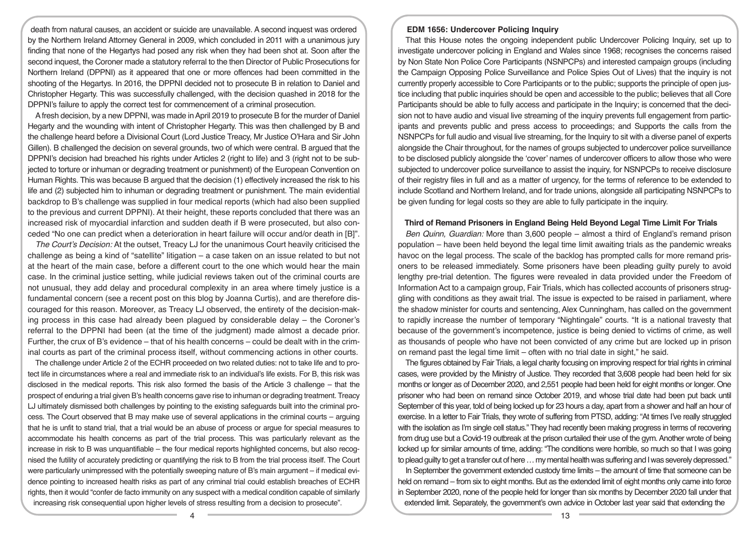death from natural causes, an accident or suicide are unavailable. A second inquest was ordered by the Northern Ireland Attorney General in 2009, which concluded in 2011 with a unanimous jury finding that none of the Hegartys had posed any risk when they had been shot at. Soon after the second inquest, the Coroner made a statutory referral to the then Director of Public Prosecutions for Northern Ireland (DPPNI) as it appeared that one or more offences had been committed in the shooting of the Hegartys. In 2016, the DPPNI decided not to prosecute B in relation to Daniel and Christopher Hegarty. This was successfully challenged, with the decision quashed in 2018 for the DPPNI's failure to apply the correct test for commencement of a criminal prosecution.

A fresh decision, by a new DPPNI, was made in April 2019 to prosecute B for the murder of Daniel Hegarty and the wounding with intent of Christopher Hegarty. This was then challenged by B and the challenge heard before a Divisional Court (Lord Justice Treacy, Mr Justice O'Hara and Sir John Gillen). B challenged the decision on several grounds, two of which were central. B argued that the DPPNI's decision had breached his rights under Articles 2 (right to life) and 3 (right not to be subjected to torture or inhuman or degrading treatment or punishment) of the European Convention on Human Rights. This was because B argued that the decision (1) effectively increased the risk to his life and (2) subjected him to inhuman or degrading treatment or punishment. The main evidential backdrop to B's challenge was supplied in four medical reports (which had also been supplied to the previous and current DPPNI). At their height, these reports concluded that there was an increased risk of myocardial infarction and sudden death if B were prosecuted, but also conceded "No one can predict when a deterioration in heart failure will occur and/or death in [B]".

*The Court's Decision:* At the outset, Treacy LJ for the unanimous Court heavily criticised the challenge as being a kind of "satellite" litigation – a case taken on an issue related to but not at the heart of the main case, before a different court to the one which would hear the main case. In the criminal justice setting, while judicial reviews taken out of the criminal courts are not unusual, they add delay and procedural complexity in an area where timely justice is a fundamental concern (see a recent post on this blog by Joanna Curtis), and are therefore discouraged for this reason. Moreover, as Treacy LJ observed, the entirety of the decision-making process in this case had already been plagued by considerable delay – the Coroner's referral to the DPPNI had been (at the time of the judgment) made almost a decade prior. Further, the crux of B's evidence – that of his health concerns – could be dealt with in the criminal courts as part of the criminal process itself, without commencing actions in other courts.

The challenge under Article 2 of the ECHR proceeded on two related duties: not to take life and to protect life in circumstances where a real and immediate risk to an individual's life exists. For B, this risk was disclosed in the medical reports. This risk also formed the basis of the Article 3 challenge – that the prospect of enduring a trial given B's health concerns gave rise to inhuman or degrading treatment. Treacy LJ ultimately dismissed both challenges by pointing to the existing safeguards built into the criminal process. The Court observed that B may make use of several applications in the criminal courts – arguing that he is unfit to stand trial, that a trial would be an abuse of process or argue for special measures to accommodate his health concerns as part of the trial process. This was particularly relevant as the increase in risk to B was unquantifiable – the four medical reports highlighted concerns, but also recognised the futility of accurately predicting or quantifying the risk to B from the trial process itself. The Court were particularly unimpressed with the potentially sweeping nature of B's main argument – if medical evidence pointing to increased health risks as part of any criminal trial could establish breaches of ECHR rights, then it would "confer de facto immunity on any suspect with a medical condition capable of similarly increasing risk consequential upon higher levels of stress resulting from a decision to prosecute".

## EDM 1656: Undercover Policing Inquiry

That this House notes the ongoing independent public Undercover Policing Inquiry, set up to investigate undercover policing in England and Wales since 1968; recognises the concerns raised by Non State Non Police Core Participants (NSNPCPs) and interested campaign groups (including the Campaign Opposing Police Surveillance and Police Spies Out of Lives) that the inquiry is not currently properly accessible to Core Participants or to the public; supports the principle of open justice including that public inquiries should be open and accessible to the public; believes that all Core Participants should be able to fully access and participate in the Inquiry; is concerned that the decision not to have audio and visual live streaming of the inquiry prevents full engagement from participants and prevents public and press access to proceedings; and Supports the calls from the NSNPCPs for full audio and visual live streaming, for the Inquiry to sit with a diverse panel of experts alongside the Chair throughout, for the names of groups subjected to undercover police surveillance to be disclosed publicly alongside the 'cover' names of undercover officers to allow those who were subjected to undercover police surveillance to assist the inquiry, for NSNPCPs to receive disclosure of their registry files in full and as a matter of urgency, for the terms of reference to be extended to include Scotland and Northern Ireland, and for trade unions, alongside all participating NSNPCPs to be given funding for legal costs so they are able to fully participate in the inquiry.

## Third of Remand Prisoners in England Being Held Beyond Legal Time Limit For Trials

*Ben Quinn, Guardian:* More than 3,600 people – almost a third of England's remand prison population – have been held beyond the legal time limit awaiting trials as the pandemic wreaks havoc on the legal process. The scale of the backlog has prompted calls for more remand prisoners to be released immediately. Some prisoners have been pleading guilty purely to avoid lengthy pre-trial detention. The figures were revealed in data provided under the Freedom of Information Act to a campaign group, Fair Trials, which has collected accounts of prisoners struggling with conditions as they await trial. The issue is expected to be raised in parliament, where the shadow minister for courts and sentencing, Alex Cunningham, has called on the government to rapidly increase the number of temporary "Nightingale" courts. "It is a national travesty that because of the government's incompetence, justice is being denied to victims of crime, as well as thousands of people who have not been convicted of any crime but are locked up in prison on remand past the legal time limit – often with no trial date in sight," he said.

The figures obtained by Fair Trials, a legal charity focusing on improving respect for trial rights in criminal cases, were provided by the Ministry of Justice. They recorded that 3,608 people had been held for six months or longer as of December 2020, and 2,551 people had been held for eight months or longer. One prisoner who had been on remand since October 2019, and whose trial date had been put back until September of this year, told of being locked up for 23 hours a day, apart from a shower and half an hour of exercise. In a letter to Fair Trials, they wrote of suffering from PTSD, adding: "At times I've really struggled with the isolation as I'm single cell status." They had recently been making progress in terms of recovering from drug use but a Covid-19 outbreak at the prison curtailed their use of the gym. Another wrote of being locked up for similar amounts of time, adding: "The conditions were horrible, so much so that I was going to plead guilty to get a transfer out of here … my mental health was suffering and I was severely depressed."

In September the government extended custody time limits – the amount of time that someone can be held on remand – from six to eight months. But as the extended limit of eight months only came into force in September 2020, none of the people held for longer than six months by December 2020 fall under that extended limit. Separately, the government's own advice in October last year said that extending the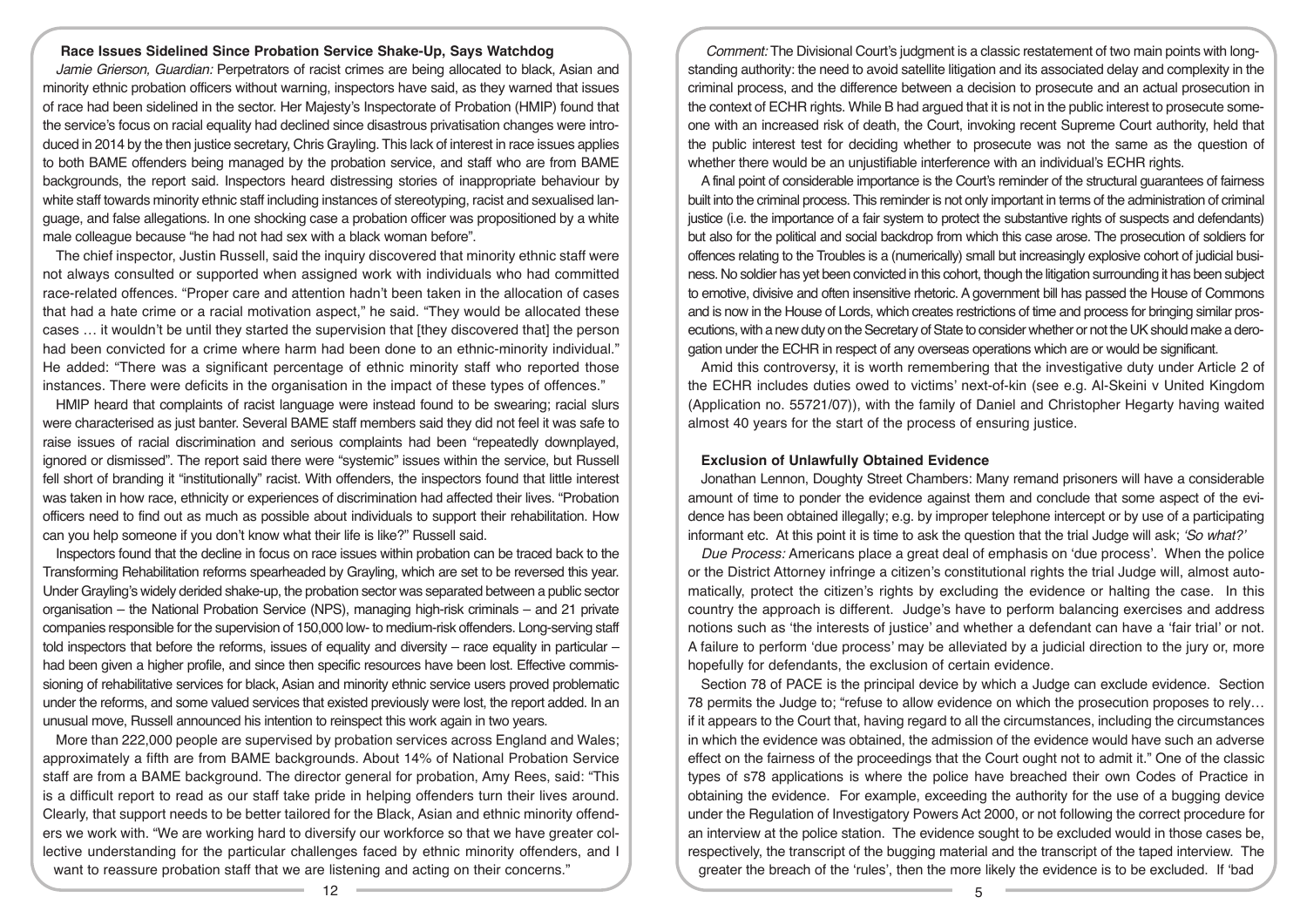### Race Issues Sidelined Since Probation Service Shake-Up, Says Watchdog

*Jamie Grierson, Guardian:* Perpetrators of racist crimes are being allocated to black, Asian and minority ethnic probation officers without warning, inspectors have said, as they warned that issues of race had been sidelined in the sector. Her Majesty's Inspectorate of Probation (HMIP) found that the service's focus on racial equality had declined since disastrous privatisation changes were introduced in 2014 by the then justice secretary, Chris Grayling. This lack of interest in race issues applies to both BAME offenders being managed by the probation service, and staff who are from BAME backgrounds, the report said. Inspectors heard distressing stories of inappropriate behaviour by white staff towards minority ethnic staff including instances of stereotyping, racist and sexualised language, and false allegations. In one shocking case a probation officer was propositioned by a white male colleague because "he had not had sex with a black woman before".

The chief inspector, Justin Russell, said the inquiry discovered that minority ethnic staff were not always consulted or supported when assigned work with individuals who had committed race-related offences. "Proper care and attention hadn't been taken in the allocation of cases that had a hate crime or a racial motivation aspect," he said. "They would be allocated these cases … it wouldn't be until they started the supervision that [they discovered that] the person had been convicted for a crime where harm had been done to an ethnic-minority individual." He added: "There was a significant percentage of ethnic minority staff who reported those instances. There were deficits in the organisation in the impact of these types of offences."

HMIP heard that complaints of racist language were instead found to be swearing; racial slurs were characterised as just banter. Several BAME staff members said they did not feel it was safe to raise issues of racial discrimination and serious complaints had been "repeatedly downplayed, ignored or dismissed". The report said there were "systemic" issues within the service, but Russell fell short of branding it "institutionally" racist. With offenders, the inspectors found that little interest was taken in how race, ethnicity or experiences of discrimination had affected their lives. "Probation officers need to find out as much as possible about individuals to support their rehabilitation. How can you help someone if you don't know what their life is like?" Russell said.

Inspectors found that the decline in focus on race issues within probation can be traced back to the Transforming Rehabilitation reforms spearheaded by Grayling, which are set to be reversed this year. Under Grayling's widely derided shake-up, the probation sector was separated between a public sector organisation – the National Probation Service (NPS), managing high-risk criminals – and 21 private companies responsible for the supervision of 150,000 low- to medium-risk offenders. Long-serving staff told inspectors that before the reforms, issues of equality and diversity – race equality in particular – had been given a higher profile, and since then specific resources have been lost. Effective commissioning of rehabilitative services for black, Asian and minority ethnic service users proved problematic under the reforms, and some valued services that existed previously were lost, the report added. In an unusual move, Russell announced his intention to reinspect this work again in two years.

More than 222,000 people are supervised by probation services across England and Wales; approximately a fifth are from BAME backgrounds. About 14% of National Probation Service staff are from a BAME background. The director general for probation, Amy Rees, said: "This is a difficult report to read as our staff take pride in helping offenders turn their lives around. Clearly, that support needs to be better tailored for the Black, Asian and ethnic minority offenders we work with. "We are working hard to diversify our workforce so that we have greater collective understanding for the particular challenges faced by ethnic minority offenders, and I want to reassure probation staff that we are listening and acting on their concerns."

*Comment:* The Divisional Court's judgment is a classic restatement of two main points with long-standing authority: the need to avoid satellite litigation and its associated delay and complexity in the criminal process, and the difference between a decision to prosecute and an actual prosecution in the context of ECHR rights. While B had argued that it is not in the public interest to prosecute someone with an increased risk of death, the Court, invoking recent Supreme Court authority, held that the public interest test for deciding whether to prosecute was not the same as the question of whether there would be an unjustifiable interference with an individual's ECHR rights.

A final point of considerable importance is the Court's reminder of the structural guarantees of fairness built into the criminal process. This reminder is not only important in terms of the administration of criminal justice (i.e. the importance of a fair system to protect the substantive rights of suspects and defendants) but also for the political and social backdrop from which this case arose. The prosecution of soldiers for offences relating to the Troubles is a (numerically) small but increasingly explosive cohort of judicial business. No soldier has yet been convicted in this cohort, though the litigation surrounding it has been subject to emotive, divisive and often insensitive rhetoric. A government bill has passed the House of Commons and is now in the House of Lords, which creates restrictions of time and process for bringing similar prosecutions, with a new duty on the Secretary of State to consider whether or not the UK should make a derogation under the ECHR in respect of any overseas operations which are or would be significant.

Amid this controversy, it is worth remembering that the investigative duty under Article 2 of the ECHR includes duties owed to victims' next-of-kin (see e.g. Al-Skeini v United Kingdom (Application no. 55721/07)), with the family of Daniel and Christopher Hegarty having waited almost 40 years for the start of the process of ensuring justice.

### Exclusion of Unlawfully Obtained Evidence

Jonathan Lennon, Doughty Street Chambers: Many remand prisoners will have a considerable amount of time to ponder the evidence against them and conclude that some aspect of the evidence has been obtained illegally; e.g. by improper telephone intercept or by use of a participating informant etc. At this point it is time to ask the question that the trial Judge will ask; *'So what?'*

*Due Process:* Americans place a great deal of emphasis on 'due process'. When the police or the District Attorney infringe a citizen's constitutional rights the trial Judge will, almost automatically, protect the citizen's rights by excluding the evidence or halting the case. In this country the approach is different. Judge's have to perform balancing exercises and address notions such as 'the interests of justice' and whether a defendant can have a 'fair trial' or not. A failure to perform 'due process' may be alleviated by a judicial direction to the jury or, more hopefully for defendants, the exclusion of certain evidence.

Section 78 of PACE is the principal device by which a Judge can exclude evidence. Section 78 permits the Judge to; "refuse to allow evidence on which the prosecution proposes to rely… if it appears to the Court that, having regard to all the circumstances, including the circumstances in which the evidence was obtained, the admission of the evidence would have such an adverse effect on the fairness of the proceedings that the Court ought not to admit it." One of the classic types of s78 applications is where the police have breached their own Codes of Practice in obtaining the evidence. For example, exceeding the authority for the use of a bugging device under the Regulation of Investigatory Powers Act 2000, or not following the correct procedure for an interview at the police station. The evidence sought to be excluded would in those cases be, respectively, the transcript of the bugging material and the transcript of the taped interview. The greater the breach of the 'rules', then the more likely the evidence is to be excluded. If 'bad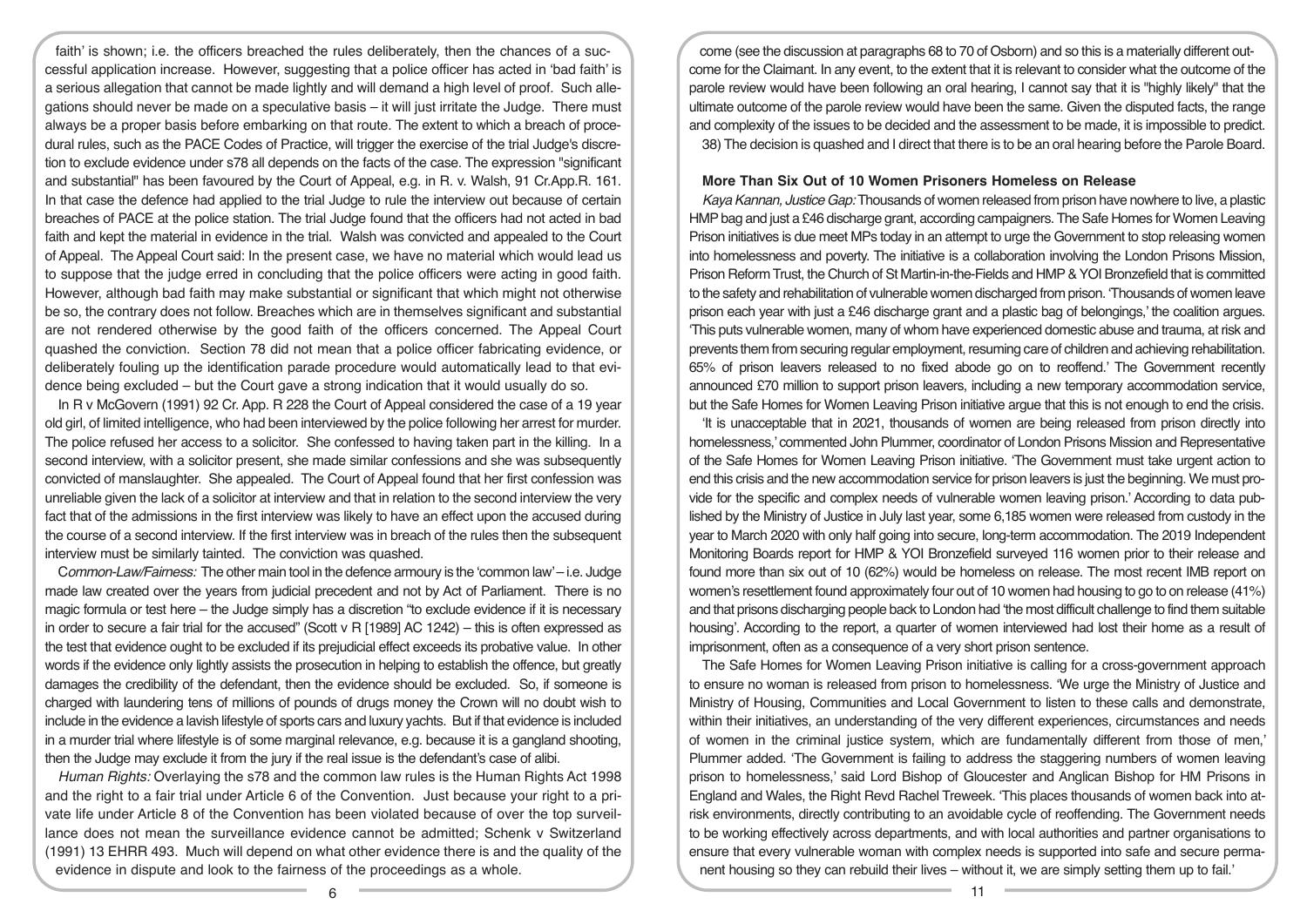faith' is shown; i.e. the officers breached the rules deliberately, then the chances of a successful application increase. However, suggesting that a police officer has acted in 'bad faith' is a serious allegation that cannot be made lightly and will demand a high level of proof. Such allegations should never be made on a speculative basis – it will just irritate the Judge. There must always be a proper basis before embarking on that route. The extent to which a breach of procedural rules, such as the PACE Codes of Practice, will trigger the exercise of the trial Judge's discretion to exclude evidence under s78 all depends on the facts of the case. The expression "significant and substantial" has been favoured by the Court of Appeal, e.g. in R. v. Walsh, 91 Cr.App.R. 161. In that case the defence had applied to the trial Judge to rule the interview out because of certain breaches of PACE at the police station. The trial Judge found that the officers had not acted in bad faith and kept the material in evidence in the trial. Walsh was convicted and appealed to the Court of Appeal. The Appeal Court said: In the present case, we have no material which would lead us to suppose that the judge erred in concluding that the police officers were acting in good faith. However, although bad faith may make substantial or significant that which might not otherwise be so, the contrary does not follow. Breaches which are in themselves significant and substantial are not rendered otherwise by the good faith of the officers concerned. The Appeal Court quashed the conviction. Section 78 did not mean that a police officer fabricating evidence, or deliberately fouling up the identification parade procedure would automatically lead to that evidence being excluded – but the Court gave a strong indication that it would usually do so.

In R v McGovern (1991) 92 Cr. App. R 228 the Court of Appeal considered the case of a 19 year old girl, of limited intelligence, who had been interviewed by the police following her arrest for murder. The police refused her access to a solicitor. She confessed to having taken part in the killing. In a second interview, with a solicitor present, she made similar confessions and she was subsequently convicted of manslaughter. She appealed. The Court of Appeal found that her first confession was unreliable given the lack of a solicitor at interview and that in relation to the second interview the very fact that of the admissions in the first interview was likely to have an effect upon the accused during the course of a second interview. If the first interview was in breach of the rules then the subsequent interview must be similarly tainted. The conviction was quashed.

*Common-Law/Fairness:* The other main tool in the defence armoury is the 'common law' – i.e. Judge made law created over the years from judicial precedent and not by Act of Parliament. There is no magic formula or test here – the Judge simply has a discretion "to exclude evidence if it is necessary in order to secure a fair trial for the accused" (Scott v R [1989] AC 1242) – this is often expressed as the test that evidence ought to be excluded if its prejudicial effect exceeds its probative value. In other words if the evidence only lightly assists the prosecution in helping to establish the offence, but greatly damages the credibility of the defendant, then the evidence should be excluded. So, if someone is charged with laundering tens of millions of pounds of drugs money the Crown will no doubt wish to include in the evidence a lavish lifestyle of sports cars and luxury yachts. But if that evidence is included in a murder trial where lifestyle is of some marginal relevance, e.g. because it is a gangland shooting, then the Judge may exclude it from the jury if the real issue is the defendant's case of alibi.

*Human Rights:* Overlaying the s78 and the common law rules is the Human Rights Act 1998 and the right to a fair trial under Article 6 of the Convention. Just because your right to a private life under Article 8 of the Convention has been violated because of over the top surveillance does not mean the surveillance evidence cannot be admitted; Schenk v Switzerland (1991) 13 EHRR 493. Much will depend on what other evidence there is and the quality of the evidence in dispute and look to the fairness of the proceedings as a whole.

come (see the discussion at paragraphs 68 to 70 of Osborn) and so this is a materially different outcome for the Claimant. In any event, to the extent that it is relevant to consider what the outcome of the parole review would have been following an oral hearing, I cannot say that it is "highly likely" that the ultimate outcome of the parole review would have been the same. Given the disputed facts, the range and complexity of the issues to be decided and the assessment to be made, it is impossible to predict.

38) The decision is quashed and I direct that there is to be an oral hearing before the Parole Board.

### More Than Six Out of 10 Women Prisoners Homeless on Release

*Kaya Kannan, Justice Gap:* Thousands of women released from prison have nowhere to live, a plastic HMP bag and just a £46 discharge grant, according campaigners. The Safe Homes for Women Leaving Prison initiatives is due meet MPs today in an attempt to urge the Government to stop releasing women into homelessness and poverty. The initiative is a collaboration involving the London Prisons Mission, Prison Reform Trust, the Church of St Martin-in-the-Fields and HMP & YOI Bronzefield that is committed to the safety and rehabilitation of vulnerable women discharged from prison. 'Thousands of women leave prison each year with just a £46 discharge grant and a plastic bag of belongings,' the coalition argues. 'This puts vulnerable women, many of whom have experienced domestic abuse and trauma, at risk and prevents them from securing regular employment, resuming care of children and achieving rehabilitation. 65% of prison leavers released to no fixed abode go on to reoffend.' The Government recently announced £70 million to support prison leavers, including a new temporary accommodation service, but the Safe Homes for Women Leaving Prison initiative argue that this is not enough to end the crisis.

'It is unacceptable that in 2021, thousands of women are being released from prison directly into homelessness,' commented John Plummer, coordinator of London Prisons Mission and Representative of the Safe Homes for Women Leaving Prison initiative. 'The Government must take urgent action to end this crisis and the new accommodation service for prison leavers is just the beginning. We must provide for the specific and complex needs of vulnerable women leaving prison.' According to data published by the Ministry of Justice in July last year, some 6,185 women were released from custody in the year to March 2020 with only half going into secure, long-term accommodation. The 2019 Independent Monitoring Boards report for HMP & YOI Bronzefield surveyed 116 women prior to their release and found more than six out of 10 (62%) would be homeless on release. The most recent IMB report on women's resettlement found approximately four out of 10 women had housing to go to on release (41%) and that prisons discharging people back to London had 'the most difficult challenge to find them suitable housing'. According to the report, a quarter of women interviewed had lost their home as a result of imprisonment, often as a consequence of a very short prison sentence.

The Safe Homes for Women Leaving Prison initiative is calling for a cross-government approach to ensure no woman is released from prison to homelessness. 'We urge the Ministry of Justice and Ministry of Housing, Communities and Local Government to listen to these calls and demonstrate, within their initiatives, an understanding of the very different experiences, circumstances and needs of women in the criminal justice system, which are fundamentally different from those of men,' Plummer added. 'The Government is failing to address the staggering numbers of women leaving prison to homelessness,' said Lord Bishop of Gloucester and Anglican Bishop for HM Prisons in England and Wales, the Right Revd Rachel Treweek. 'This places thousands of women back into at-risk environments, directly contributing to an avoidable cycle of reoffending. The Government needs to be working effectively across departments, and with local authorities and partner organisations to ensure that every vulnerable woman with complex needs is supported into safe and secure permanent housing so they can rebuild their lives – without it, we are simply setting them up to fail.'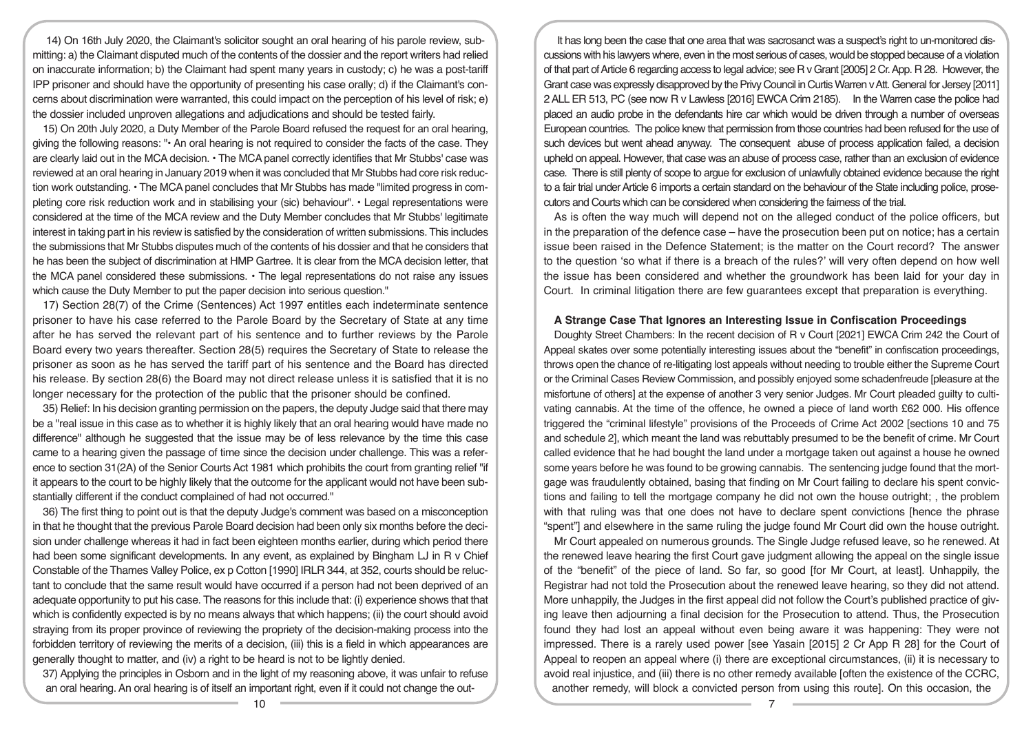14) On 16th July 2020, the Claimant's solicitor sought an oral hearing of his parole review, submitting: a) the Claimant disputed much of the contents of the dossier and the report writers had relied on inaccurate information; b) the Claimant had spent many years in custody; c) he was a post-tariff IPP prisoner and should have the opportunity of presenting his case orally; d) if the Claimant's concerns about discrimination were warranted, this could impact on the perception of his level of risk; e) the dossier included unproven allegations and adjudications and should be tested fairly.

15) On 20th July 2020, a Duty Member of the Parole Board refused the request for an oral hearing, giving the following reasons: "• An oral hearing is not required to consider the facts of the case. They are clearly laid out in the MCA decision. • The MCA panel correctly identifies that Mr Stubbs' case was reviewed at an oral hearing in January 2019 when it was concluded that Mr Stubbs had core risk reduction work outstanding. • The MCA panel concludes that Mr Stubbs has made "limited progress in completing core risk reduction work and in stabilising your (sic) behaviour". • Legal representations were considered at the time of the MCA review and the Duty Member concludes that Mr Stubbs' legitimate interest in taking part in his review is satisfied by the consideration of written submissions. This includes the submissions that Mr Stubbs disputes much of the contents of his dossier and that he considers that he has been the subject of discrimination at HMP Gartree. It is clear from the MCA decision letter, that the MCA panel considered these submissions. • The legal representations do not raise any issues which cause the Duty Member to put the paper decision into serious question."

17) Section 28(7) of the Crime (Sentences) Act 1997 entitles each indeterminate sentence prisoner to have his case referred to the Parole Board by the Secretary of State at any time after he has served the relevant part of his sentence and to further reviews by the Parole Board every two years thereafter. Section 28(5) requires the Secretary of State to release the prisoner as soon as he has served the tariff part of his sentence and the Board has directed his release. By section 28(6) the Board may not direct release unless it is satisfied that it is no longer necessary for the protection of the public that the prisoner should be confined.

35) Relief: In his decision granting permission on the papers, the deputy Judge said that there may be a "real issue in this case as to whether it is highly likely that an oral hearing would have made no difference" although he suggested that the issue may be of less relevance by the time this case came to a hearing given the passage of time since the decision under challenge. This was a reference to section 31(2A) of the Senior Courts Act 1981 which prohibits the court from granting relief "if it appears to the court to be highly likely that the outcome for the applicant would not have been substantially different if the conduct complained of had not occurred."

36) The first thing to point out is that the deputy Judge's comment was based on a misconception in that he thought that the previous Parole Board decision had been only six months before the decision under challenge whereas it had in fact been eighteen months earlier, during which period there had been some significant developments. In any event, as explained by Bingham LJ in R v Chief Constable of the Thames Valley Police, ex p Cotton [1990] IRLR 344, at 352, courts should be reluctant to conclude that the same result would have occurred if a person had not been deprived of an adequate opportunity to put his case. The reasons for this include that: (i) experience shows that that which is confidently expected is by no means always that which happens; (ii) the court should avoid straying from its proper province of reviewing the propriety of the decision-making process into the forbidden territory of reviewing the merits of a decision, (iii) this is a field in which appearances are generally thought to matter, and (iv) a right to be heard is not to be lightly denied.

37) Applying the principles in Osborn and in the light of my reasoning above, it was unfair to refuse an oral hearing. An oral hearing is of itself an important right, even if it could not change the out-

It has long been the case that one area that was sacrosanct was a suspect's right to un-monitored discussions with his lawyers where, even in the most serious of cases, would be stopped because of a violation of that part of Article 6 regarding access to legal advice; see R v Grant [2005] 2 Cr. App. R 28. However, the Grant case was expressly disapproved by the Privy Council in Curtis Warren v Att. General for Jersey [2011] 2 ALL ER 513, PC (see now R v Lawless [2016] EWCA Crim 2185). In the Warren case the police had placed an audio probe in the defendants hire car which would be driven through a number of overseas European countries. The police knew that permission from those countries had been refused for the use of such devices but went ahead anyway. The consequent abuse of process application failed, a decision upheld on appeal. However, that case was an abuse of process case, rather than an exclusion of evidence case. There is still plenty of scope to argue for exclusion of unlawfully obtained evidence because the right to a fair trial under Article 6 imports a certain standard on the behaviour of the State including police, prosecutors and Courts which can be considered when considering the fairness of the trial.

As is often the way much will depend not on the alleged conduct of the police officers, but in the preparation of the defence case – have the prosecution been put on notice; has a certain issue been raised in the Defence Statement; is the matter on the Court record? The answer to the question 'so what if there is a breach of the rules?' will very often depend on how well the issue has been considered and whether the groundwork has been laid for your day in Court. In criminal litigation there are few guarantees except that preparation is everything.

**A Strange Case That Ignores an Interesting Issue in Confiscation Proceedings**

Doughty Street Chambers: In the recent decision of R v Court [2021] EWCA Crim 242 the Court of Appeal skates over some potentially interesting issues about the "benefit" in confiscation proceedings, throws open the chance of re-litigating lost appeals without needing to trouble either the Supreme Court or the Criminal Cases Review Commission, and possibly enjoyed some schadenfreude [pleasure at the misfortune of others] at the expense of another 3 very senior Judges. Mr Court pleaded guilty to cultivating cannabis. At the time of the offence, he owned a piece of land worth £62 000. His offence triggered the "criminal lifestyle" provisions of the Proceeds of Crime Act 2002 [sections 10 and 75 and schedule 2], which meant the land was rebuttably presumed to be the benefit of crime. Mr Court called evidence that he had bought the land under a mortgage taken out against a house he owned some years before he was found to be growing cannabis. The sentencing judge found that the mortgage was fraudulently obtained, basing that finding on Mr Court failing to declare his spent convictions and failing to tell the mortgage company he did not own the house outright; , the problem with that ruling was that one does not have to declare spent convictions [hence the phrase "spent"] and elsewhere in the same ruling the judge found Mr Court did own the house outright.

Mr Court appealed on numerous grounds. The Single Judge refused leave, so he renewed. At the renewed leave hearing the first Court gave judgment allowing the appeal on the single issue of the "benefit" of the piece of land. So far, so good [for Mr Court, at least]. Unhappily, the Registrar had not told the Prosecution about the renewed leave hearing, so they did not attend. More unhappily, the Judges in the first appeal did not follow the Court's published practice of giving leave then adjourning a final decision for the Prosecution to attend. Thus, the Prosecution found they had lost an appeal without even being aware it was happening: They were not impressed. There is a rarely used power [see Yasain [2015] 2 Cr App R 28] for the Court of Appeal to reopen an appeal where (i) there are exceptional circumstances, (ii) it is necessary to avoid real injustice, and (iii) there is no other remedy available [often the existence of the CCRC, another remedy, will block a convicted person from using this route]. On this occasion, the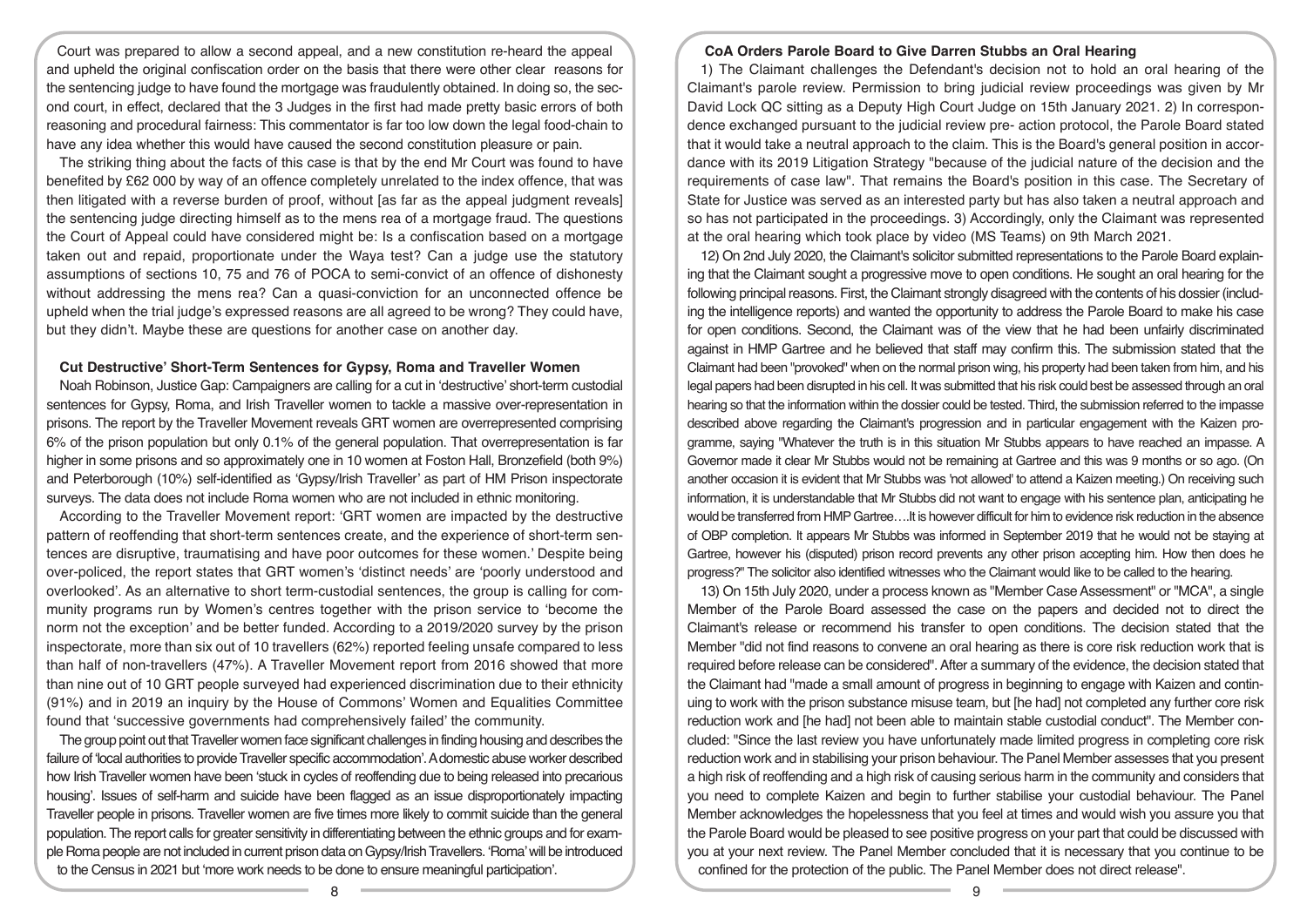Court was prepared to allow a second appeal, and a new constitution re-heard the appeal and upheld the original confiscation order on the basis that there were other clear reasons for the sentencing judge to have found the mortgage was fraudulently obtained. In doing so, the second court, in effect, declared that the 3 Judges in the first had made pretty basic errors of both reasoning and procedural fairness: This commentator is far too low down the legal food-chain to have any idea whether this would have caused the second constitution pleasure or pain.

The striking thing about the facts of this case is that by the end Mr Court was found to have benefited by £62 000 by way of an offence completely unrelated to the index offence, that was then litigated with a reverse burden of proof, without [as far as the appeal judgment reveals] the sentencing judge directing himself as to the mens rea of a mortgage fraud. The questions the Court of Appeal could have considered might be: Is a confiscation based on a mortgage taken out and repaid, proportionate under the Waya test? Can a judge use the statutory assumptions of sections 10, 75 and 76 of POCA to semi-convict of an offence of dishonesty without addressing the mens rea? Can a quasi-conviction for an unconnected offence be upheld when the trial judge's expressed reasons are all agreed to be wrong? They could have, but they didn't. Maybe these are questions for another case on another day.

**Cut Destructive' Short-Term Sentences for Gypsy, Roma and Traveller Women**

Noah Robinson, Justice Gap: Campaigners are calling for a cut in 'destructive' short-term custodial sentences for Gypsy, Roma, and Irish Traveller women to tackle a massive over-representation in prisons. The report by the Traveller Movement reveals GRT women are overrepresented comprising 6% of the prison population but only 0.1% of the general population. That overrepresentation is far higher in some prisons and so approximately one in 10 women at Foston Hall, Bronzefield (both 9%) and Peterborough (10%) self-identified as 'Gypsy/Irish Traveller' as part of HM Prison inspectorate surveys. The data does not include Roma women who are not included in ethnic monitoring.

According to the Traveller Movement report: 'GRT women are impacted by the destructive pattern of reoffending that short-term sentences create, and the experience of short-term sentences are disruptive, traumatising and have poor outcomes for these women.' Despite being over-policed, the report states that GRT women's 'distinct needs' are 'poorly understood and overlooked'. As an alternative to short term-custodial sentences, the group is calling for community programs run by Women's centres together with the prison service to 'become the norm not the exception' and be better funded. According to a 2019/2020 survey by the prison inspectorate, more than six out of 10 travellers (62%) reported feeling unsafe compared to less than half of non-travellers (47%). A Traveller Movement report from 2016 showed that more than nine out of 10 GRT people surveyed had experienced discrimination due to their ethnicity (91%) and in 2019 an inquiry by the House of Commons' Women and Equalities Committee found that 'successive governments had comprehensively failed' the community.

The group point out that Traveller women face significant challenges in finding housing and describes the failure of 'local authorities to provide Traveller specific accommodation'. A domestic abuse worker described how Irish Traveller women have been 'stuck in cycles of reoffending due to being released into precarious housing'. Issues of self-harm and suicide have been flagged as an issue disproportionately impacting Traveller people in prisons. Traveller women are five times more likely to commit suicide than the general population. The report calls for greater sensitivity in differentiating between the ethnic groups and for example Roma people are not included in current prison data on Gypsy/Irish Travellers. 'Roma' will be introduced to the Census in 2021 but 'more work needs to be done to ensure meaningful participation'.

**CoA Orders Parole Board to Give Darren Stubbs an Oral Hearing**

1) The Claimant challenges the Defendant's decision not to hold an oral hearing of the Claimant's parole review. Permission to bring judicial review proceedings was given by Mr David Lock QC sitting as a Deputy High Court Judge on 15th January 2021. 2) In correspondence exchanged pursuant to the judicial review pre- action protocol, the Parole Board stated that it would take a neutral approach to the claim. This is the Board's general position in accordance with its 2019 Litigation Strategy "because of the judicial nature of the decision and the requirements of case law". That remains the Board's position in this case. The Secretary of State for Justice was served as an interested party but has also taken a neutral approach and so has not participated in the proceedings. 3) Accordingly, only the Claimant was represented at the oral hearing which took place by video (MS Teams) on 9th March 2021.

12) On 2nd July 2020, the Claimant's solicitor submitted representations to the Parole Board explaining that the Claimant sought a progressive move to open conditions. He sought an oral hearing for the following principal reasons. First, the Claimant strongly disagreed with the contents of his dossier (including the intelligence reports) and wanted the opportunity to address the Parole Board to make his case for open conditions. Second, the Claimant was of the view that he had been unfairly discriminated against in HMP Gartree and he believed that staff may confirm this. The submission stated that the Claimant had been "provoked" when on the normal prison wing, his property had been taken from him, and his legal papers had been disrupted in his cell. It was submitted that his risk could best be assessed through an oral hearing so that the information within the dossier could be tested. Third, the submission referred to the impasse described above regarding the Claimant's progression and in particular engagement with the Kaizen programme, saying "Whatever the truth is in this situation Mr Stubbs appears to have reached an impasse. A Governor made it clear Mr Stubbs would not be remaining at Gartree and this was 9 months or so ago. (On another occasion it is evident that Mr Stubbs was 'not allowed' to attend a Kaizen meeting.) On receiving such information, it is understandable that Mr Stubbs did not want to engage with his sentence plan, anticipating he would be transferred from HMP Gartree….It is however difficult for him to evidence risk reduction in the absence of OBP completion. It appears Mr Stubbs was informed in September 2019 that he would not be staying at Gartree, however his (disputed) prison record prevents any other prison accepting him. How then does he progress?" The solicitor also identified witnesses who the Claimant would like to be called to the hearing.

13) On 15th July 2020, under a process known as "Member Case Assessment" or "MCA", a single Member of the Parole Board assessed the case on the papers and decided not to direct the Claimant's release or recommend his transfer to open conditions. The decision stated that the Member "did not find reasons to convene an oral hearing as there is core risk reduction work that is required before release can be considered". After a summary of the evidence, the decision stated that the Claimant had "made a small amount of progress in beginning to engage with Kaizen and continuing to work with the prison substance misuse team, but [he had] not completed any further core risk reduction work and [he had] not been able to maintain stable custodial conduct". The Member concluded: "Since the last review you have unfortunately made limited progress in completing core risk reduction work and in stabilising your prison behaviour. The Panel Member assesses that you present a high risk of reoffending and a high risk of causing serious harm in the community and considers that you need to complete Kaizen and begin to further stabilise your custodial behaviour. The Panel Member acknowledges the hopelessness that you feel at times and would wish you assure you that the Parole Board would be pleased to see positive progress on your part that could be discussed with you at your next review. The Panel Member concluded that it is necessary that you continue to be confined for the protection of the public. The Panel Member does not direct release".